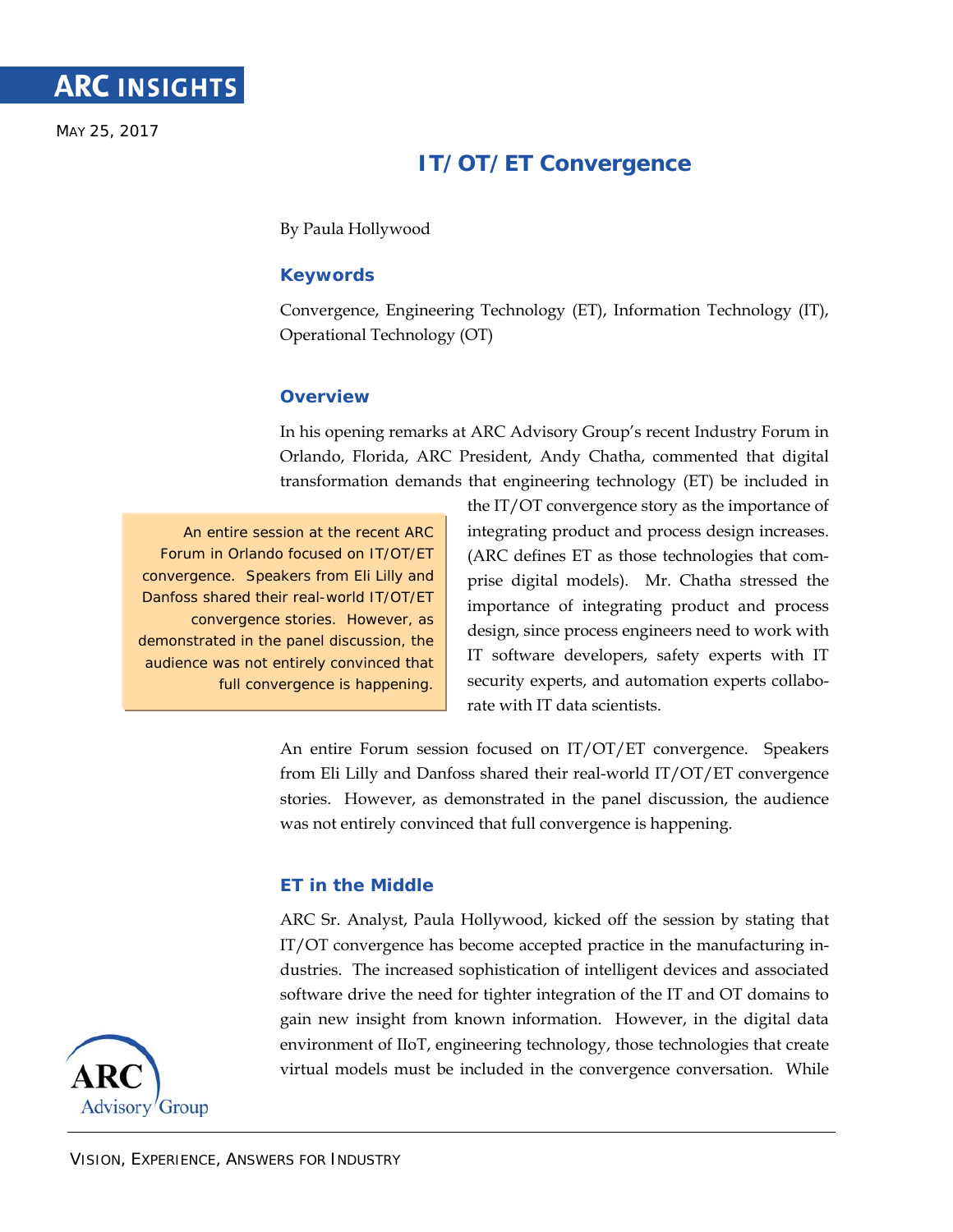# ARC INSIGHTS

MAY 25, 2017

## IT/OT/ET Convergence

By Paula Hollywood

### Keywords

Convergence, Engineering Technology (ET), Information Technology (IT), Operational Technology (OT)

### Overview

In his opening remarks at ARC Advisory Group's recent Industry Forum in Orlando, Florida, ARC President, Andy Chatha, commented that digital transformation demands that engineering technology (ET) be included in the IT/OT convergence story as the importance of integrating product and process design increases. (ARC defines ET as those technologies that comprise digital models). Mr. Chatha stressed the importance of integrating product and process design, since process engineers need to work with IT software developers, safety experts with IT security experts, and automation experts collaborate with IT data scientists.

> An entire session at the recent ARC Forum in Orlando focused on IT/OT/ET convergence. Speakers from Eli Lilly and Danfoss shared their real-world IT/OT/ET convergence stories. However, as demonstrated in the panel discussion, the audience was not entirely convinced that full convergence is happening.

An entire Forum session focused on IT/OT/ET convergence. Speakers from Eli Lilly and Danfoss shared their real-world IT/OT/ET convergence stories. However, as demonstrated in the panel discussion, the audience was not entirely convinced that full convergence is happening.

### ET in the Middle

ARC Sr. Analyst, Paula Hollywood, kicked off the session by stating that IT/OT convergence has become accepted practice in the manufacturing industries. The increased sophistication of intelligent devices and associated software drive the need for tighter integration of the IT and OT domains to gain new insight from known information. However, in the digital data environment of IIoT, engineering technology, those technologies that create virtual models must be included in the convergence conversation. While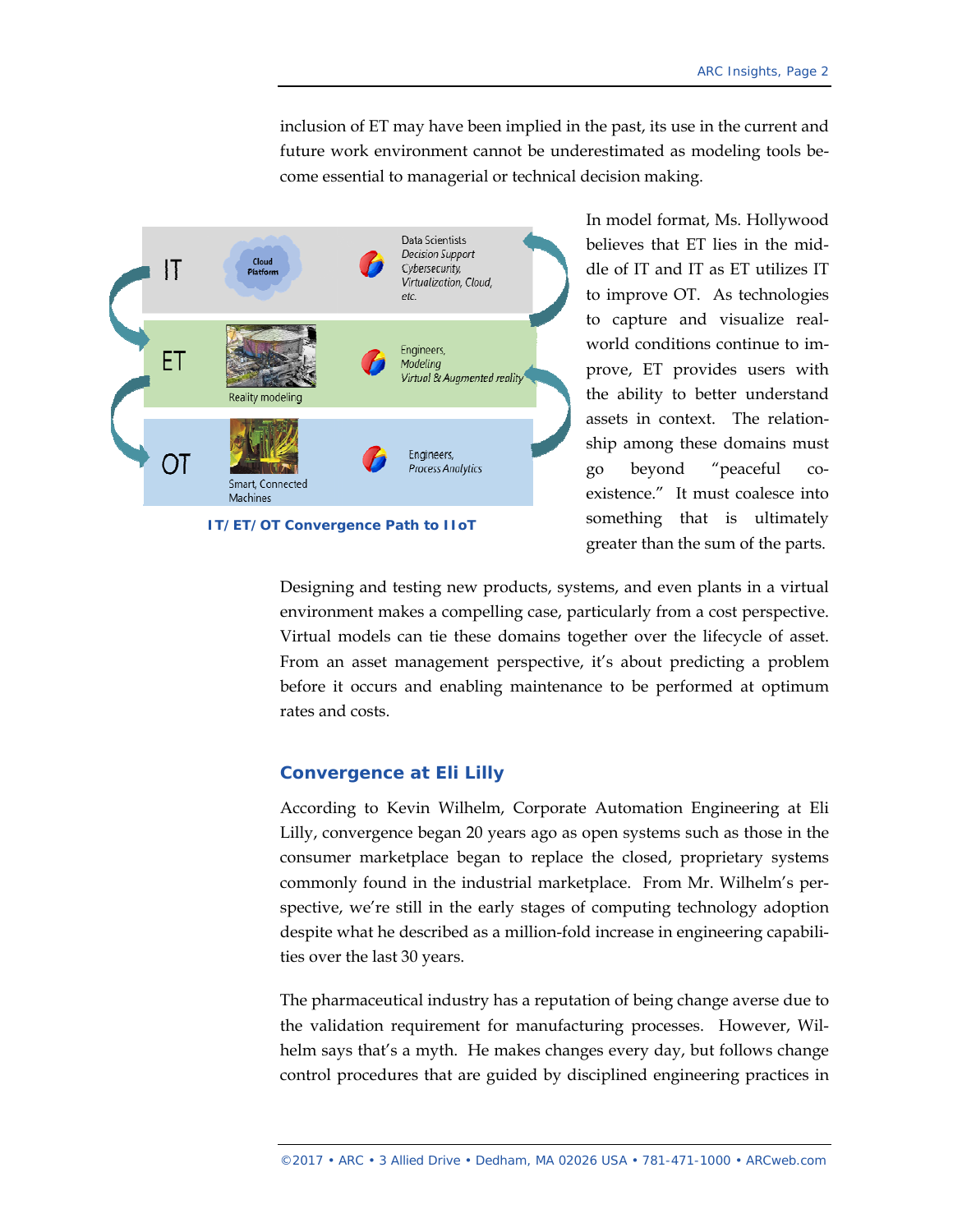inclusion of ET may have been implied in the past, its use in the current and future work environment cannot be underestimated as modeling tools become essential to managerial or technical decision making.

| | | |
|---|---|---|
| IT | Cloud Platform | Data Scientists<br>*Decision Support*<br>*Cybersecurity,*<br>*Virtualization, Cloud,*<br>*etc.* |
| ET | Reality modeling | Engineers,<br>*Modeling*<br>*Virtual & Augmented reality* |
| OT | Smart, Connected Machines | Engineers,<br>*Process Analytics* |

**IT/ET/OT Convergence Path to IIoT**

In model format, Ms. Hollywood believes that ET lies in the middle of IT and IT as ET utilizes IT to improve OT. As technologies to capture and visualize real-world conditions continue to improve, ET provides users with the ability to better understand assets in context. The relationship among these domains must go beyond "peaceful co-existence." It must coalesce into something that is ultimately greater than the sum of the parts.

Designing and testing new products, systems, and even plants in a virtual environment makes a compelling case, particularly from a cost perspective. Virtual models can tie these domains together over the lifecycle of asset. From an asset management perspective, it's about predicting a problem before it occurs and enabling maintenance to be performed at optimum rates and costs.

## Convergence at Eli Lilly

According to Kevin Wilhelm, Corporate Automation Engineering at Eli Lilly, convergence began 20 years ago as open systems such as those in the consumer marketplace began to replace the closed, proprietary systems commonly found in the industrial marketplace. From Mr. Wilhelm's perspective, we're still in the early stages of computing technology adoption despite what he described as a million-fold increase in engineering capabilities over the last 30 years.

The pharmaceutical industry has a reputation of being change averse due to the validation requirement for manufacturing processes. However, Wilhelm says that's a myth. He makes changes every day, but follows change control procedures that are guided by disciplined engineering practices in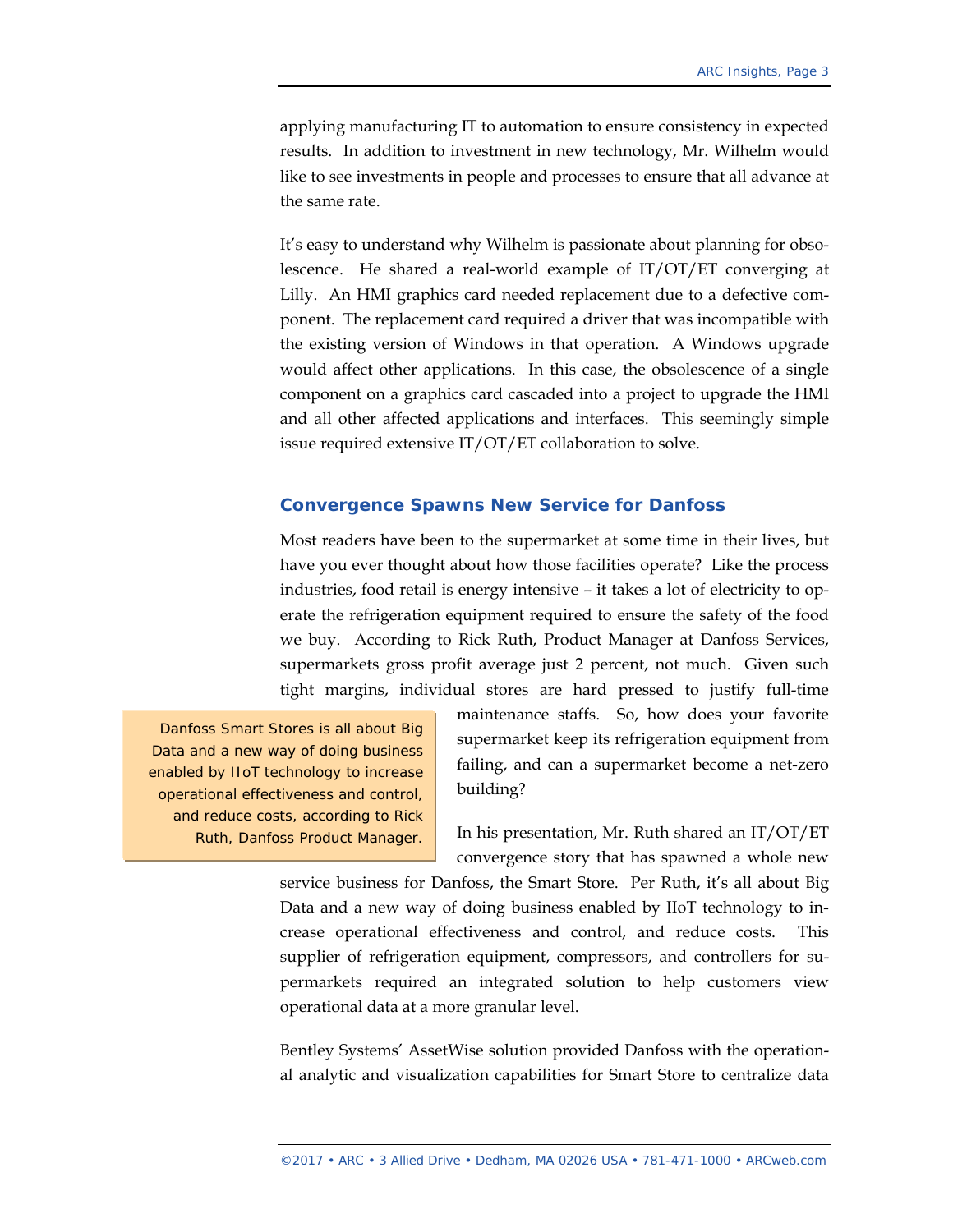applying manufacturing IT to automation to ensure consistency in expected results. In addition to investment in new technology, Mr. Wilhelm would like to see investments in people and processes to ensure that all advance at the same rate.

It's easy to understand why Wilhelm is passionate about planning for obsolescence. He shared a real-world example of IT/OT/ET converging at Lilly. An HMI graphics card needed replacement due to a defective component. The replacement card required a driver that was incompatible with the existing version of Windows in that operation. A Windows upgrade would affect other applications. In this case, the obsolescence of a single component on a graphics card cascaded into a project to upgrade the HMI and all other affected applications and interfaces. This seemingly simple issue required extensive IT/OT/ET collaboration to solve.

## Convergence Spawns New Service for Danfoss

Most readers have been to the supermarket at some time in their lives, but have you ever thought about how those facilities operate? Like the process industries, food retail is energy intensive – it takes a lot of electricity to operate the refrigeration equipment required to ensure the safety of the food we buy. According to Rick Ruth, Product Manager at Danfoss Services, supermarkets gross profit average just 2 percent, not much. Given such tight margins, individual stores are hard pressed to justify full-time maintenance staffs. So, how does your favorite supermarket keep its refrigeration equipment from failing, and can a supermarket become a net-zero building?

> Danfoss Smart Stores is all about Big Data and a new way of doing business enabled by IIoT technology to increase operational effectiveness and control, and reduce costs, according to Rick Ruth, Danfoss Product Manager.

In his presentation, Mr. Ruth shared an IT/OT/ET convergence story that has spawned a whole new service business for Danfoss, the Smart Store. Per Ruth, it's all about Big Data and a new way of doing business enabled by IIoT technology to increase operational effectiveness and control, and reduce costs. This supplier of refrigeration equipment, compressors, and controllers for supermarkets required an integrated solution to help customers view operational data at a more granular level.

Bentley Systems' AssetWise solution provided Danfoss with the operational analytic and visualization capabilities for Smart Store to centralize data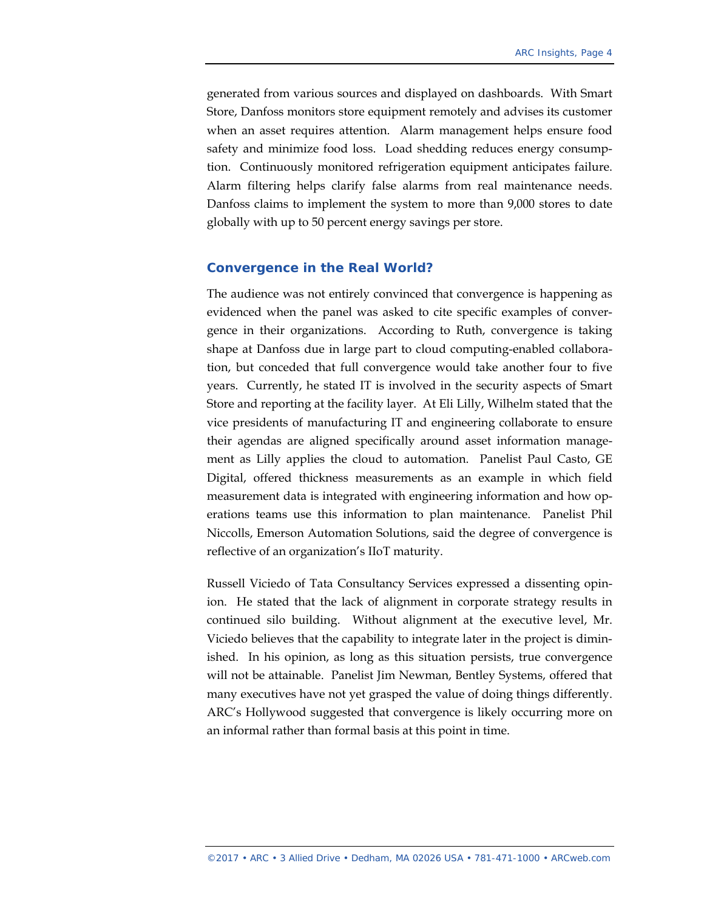generated from various sources and displayed on dashboards. With Smart Store, Danfoss monitors store equipment remotely and advises its customer when an asset requires attention. Alarm management helps ensure food safety and minimize food loss. Load shedding reduces energy consumption. Continuously monitored refrigeration equipment anticipates failure. Alarm filtering helps clarify false alarms from real maintenance needs. Danfoss claims to implement the system to more than 9,000 stores to date globally with up to 50 percent energy savings per store.

## Convergence in the Real World?

The audience was not entirely convinced that convergence is happening as evidenced when the panel was asked to cite specific examples of convergence in their organizations. According to Ruth, convergence is taking shape at Danfoss due in large part to cloud computing-enabled collaboration, but conceded that full convergence would take another four to five years. Currently, he stated IT is involved in the security aspects of Smart Store and reporting at the facility layer. At Eli Lilly, Wilhelm stated that the vice presidents of manufacturing IT and engineering collaborate to ensure their agendas are aligned specifically around asset information management as Lilly applies the cloud to automation. Panelist Paul Casto, GE Digital, offered thickness measurements as an example in which field measurement data is integrated with engineering information and how operations teams use this information to plan maintenance. Panelist Phil Niccolls, Emerson Automation Solutions, said the degree of convergence is reflective of an organization's IIoT maturity.

Russell Viciedo of Tata Consultancy Services expressed a dissenting opinion. He stated that the lack of alignment in corporate strategy results in continued silo building. Without alignment at the executive level, Mr. Viciedo believes that the capability to integrate later in the project is diminished. In his opinion, as long as this situation persists, true convergence will not be attainable. Panelist Jim Newman, Bentley Systems, offered that many executives have not yet grasped the value of doing things differently. ARC's Hollywood suggested that convergence is likely occurring more on an informal rather than formal basis at this point in time.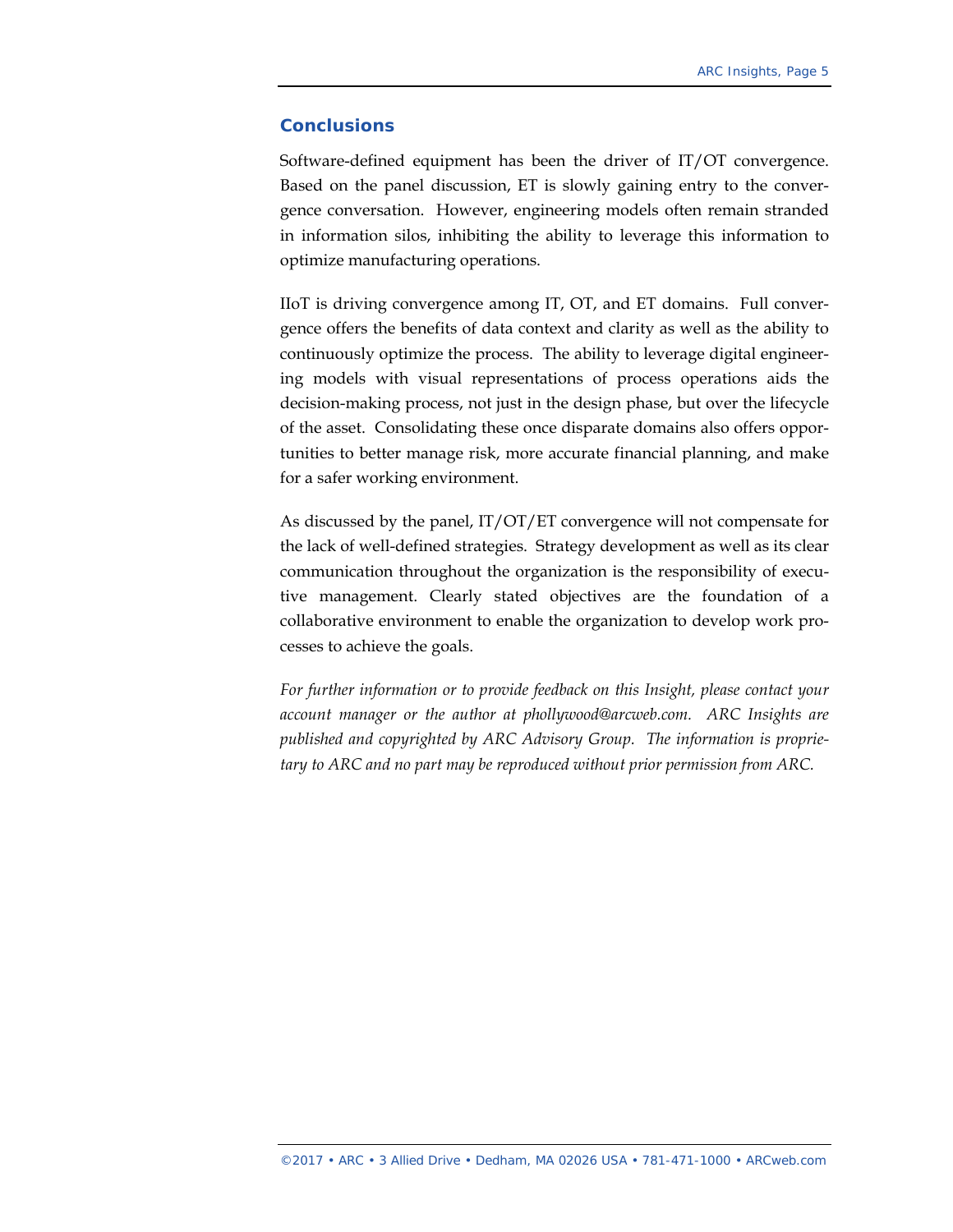## Conclusions

Software-defined equipment has been the driver of IT/OT convergence. Based on the panel discussion, ET is slowly gaining entry to the convergence conversation. However, engineering models often remain stranded in information silos, inhibiting the ability to leverage this information to optimize manufacturing operations.

IIoT is driving convergence among IT, OT, and ET domains. Full convergence offers the benefits of data context and clarity as well as the ability to continuously optimize the process. The ability to leverage digital engineering models with visual representations of process operations aids the decision-making process, not just in the design phase, but over the lifecycle of the asset. Consolidating these once disparate domains also offers opportunities to better manage risk, more accurate financial planning, and make for a safer working environment.

As discussed by the panel, IT/OT/ET convergence will not compensate for the lack of well-defined strategies. Strategy development as well as its clear communication throughout the organization is the responsibility of executive management. Clearly stated objectives are the foundation of a collaborative environment to enable the organization to develop work processes to achieve the goals.

*For further information or to provide feedback on this Insight, please contact your account manager or the author at phollywood@arcweb.com. ARC Insights are published and copyrighted by ARC Advisory Group. The information is proprietary to ARC and no part may be reproduced without prior permission from ARC.*